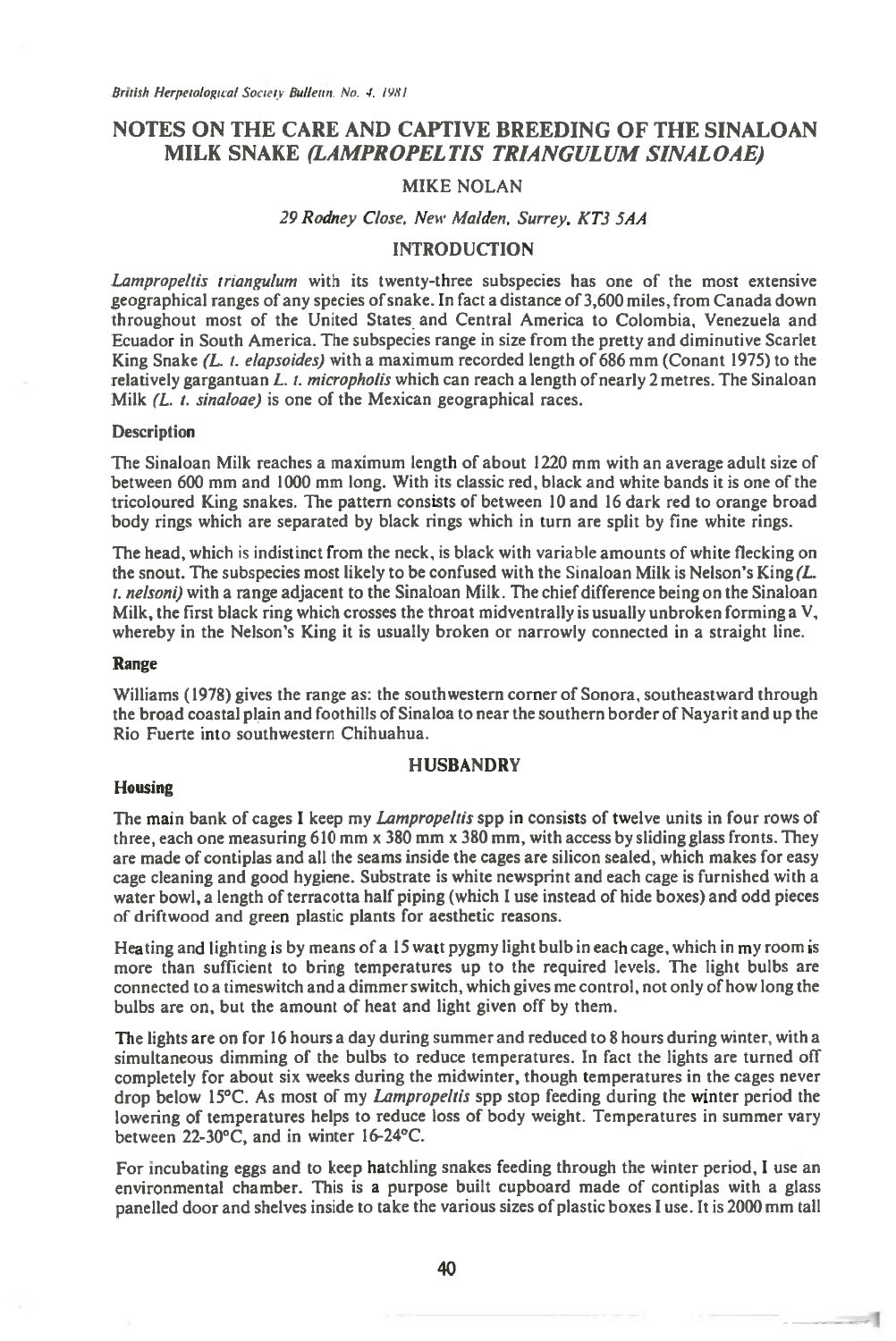# NOTES ON THE CARE AND CAPTIVE BREEDING OF THE SINALOAN MILK SNAKE *(LAMPROPELTIS TRIANGULUM SINALOAE)*

MIKE NOLAN

*29 Rodney Close, New Malden, Surrey, KT3 5AA*

## INTRODUCTION

*Lampropeltis triangulum* with its twenty-three subspecies has one of the most extensive geographical ranges of any species of snake. In fact a distance of 3,600 miles, from Canada down throughout most of the United States and Central America to Colombia, Venezuela and Ecuador in South America. The subspecies range in size from the pretty and diminutive Scarlet King Snake *(L. t. elapsoides)* with a maximum recorded length of 686 mm (Conant 1975) to the relatively gargantuan *L. t. micropholis* which can reach a length of nearly 2 metres. The Sinaloan Milk *(L. t. sinaloae)* is one of the Mexican geographical races.

### Description

The Sinaloan Milk reaches a maximum length of about 1220 mm with an average adult size of between 600 mm and 1000 mm long. With its classic red, black and white bands it is one of the tricoloured King snakes. The pattern consists of between 10 and 16 dark red to orange broad body rings which are separated by black rings which in turn are split by fine white rings.

The head, which is indistinct from the neck, is black with variable amounts of white flecking on the snout. The subspecies most likely to be confused with the Sinaloan Milk is Nelson's King *(L. t. nelsoni)* with a range adjacent to the Sinaloan Milk. The chief difference being on the Sinaloan Milk, the first black ring which crosses the throat midventrally is usually unbroken forming a V, whereby in the Nelson's King it is usually broken or narrowly connected in a straight line.

### Range

Williams (1978) gives the range as: the southwestern corner of Sonora, southeastward through the broad coastal plain and foothills of Sinaloa to near the southern border of Nayarit and up the Rio Fuerte into southwestern Chihuahua.

## HUSBANDRY

### Housing

The main bank of cages I keep my *Lampropeltis* spp in consists of twelve units in four rows of three, each one measuring 610 mm x 380 mm x 380 mm, with access by sliding glass fronts. They are made of contiplas and all the seams inside the cages are silicon sealed, which makes for easy cage cleaning and good hygiene. Substrate is white newsprint and each cage is furnished with a water bowl, a length of terracotta half piping (which I use instead of hide boxes) and odd pieces of driftwood and green plastic plants for aesthetic reasons.

Heating and lighting is by means of a 15 watt pygmy light bulb in each cage, which in my room is more than sufficient to bring temperatures up to the required levels. The light bulbs are connected to a timeswitch and a dimmer switch, which gives me control, not only of how long the bulbs are on, but the amount of heat and light given off by them.

The lights are on for 16 hours a day during summer and reduced to 8 hours during winter, with a simultaneous dimming of the bulbs to reduce temperatures. In fact the lights are turned off completely for about six weeks during the midwinter, though temperatures in the cages never drop below 15°C. As most of my *Lampropeltis* spp stop feeding during the winter period the lowering of temperatures helps to reduce loss of body weight. Temperatures in summer vary between 22-30°C, and in winter 16-24°C.

For incubating eggs and to keep hatchling snakes feeding through the winter period, I use an environmental chamber. This is a purpose built cupboard made of contiplas with a glass panelled door and shelves inside to take the various sizes of plastic boxes I use. It is 2000 mm tall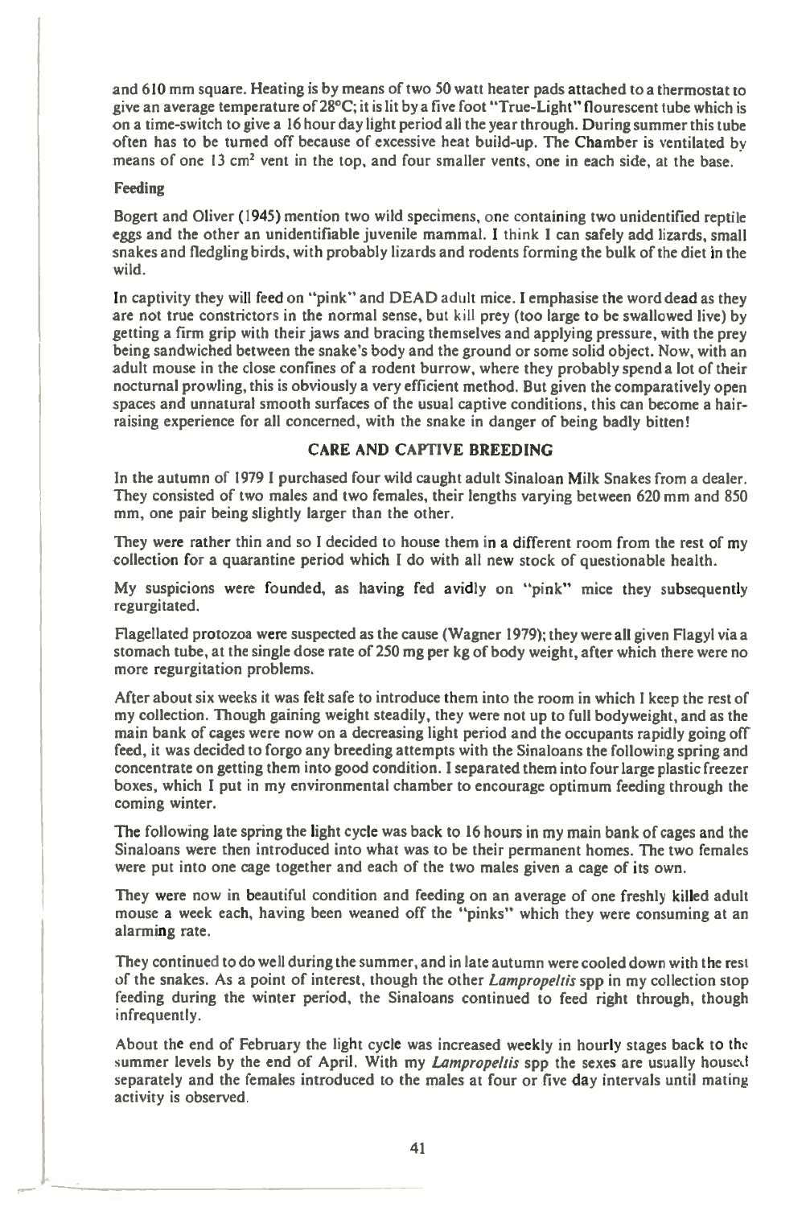and 610 mm square. Heating is by means of two 50 watt heater pads attached to a thermostat to give an average temperature of 28°C; it is lit by a five foot "True-Light" flourescent tube which is on a time-switch to give a 16 hour day light period all the year through. During summer this tube often has to be turned off because of excessive heat build-up. The Chamber is ventilated by means of one 13 $cm^2$ vent in the top, and four smaller vents, one in each side, at the base.

**Feeding**

Bogert and Oliver (1945) mention two wild specimens, one containing two unidentified reptile eggs and the other an unidentifiable juvenile mammal. I think I can safely add lizards, small snakes and fledgling birds, with probably lizards and rodents forming the bulk of the diet in the wild.

In captivity they will feed on "pink" and DEAD adult mice. I emphasise the word dead as they are not true constrictors in the normal sense, but kill prey (too large to be swallowed live) by getting a firm grip with their jaws and bracing themselves and applying pressure, with the prey being sandwiched between the snake's body and the ground or some solid object. Now, with an adult mouse in the close confines of a rodent burrow, where they probably spend a lot of their nocturnal prowling, this is obviously a very efficient method. But given the comparatively open spaces and unnatural smooth surfaces of the usual captive conditions, this can become a hair-raising experience for all concerned, with the snake in danger of being badly bitten!

## CARE AND CAPTIVE BREEDING

In the autumn of 1979 I purchased four wild caught adult Sinaloan Milk Snakes from a dealer. They consisted of two males and two females, their lengths varying between 620 mm and 850 mm, one pair being slightly larger than the other.

They were rather thin and so I decided to house them in a different room from the rest of my collection for a quarantine period which I do with all new stock of questionable health.

My suspicions were founded, as having fed avidly on "pink" mice they subsequently regurgitated.

Flagellated protozoa were suspected as the cause (Wagner 1979); they were all given Flagyl via a stomach tube, at the single dose rate of 250 mg per kg of body weight, after which there were no more regurgitation problems.

After about six weeks it was felt safe to introduce them into the room in which I keep the rest of my collection. Though gaining weight steadily, they were not up to full bodyweight, and as the main bank of cages were now on a decreasing light period and the occupants rapidly going off feed, it was decided to forgo any breeding attempts with the Sinaloans the following spring and concentrate on getting them into good condition. I separated them into four large plastic freezer boxes, which I put in my environmental chamber to encourage optimum feeding through the coming winter.

The following late spring the light cycle was back to 16 hours in my main bank of cages and the Sinaloans were then introduced into what was to be their permanent homes. The two females were put into one cage together and each of the two males given a cage of its own.

They were now in beautiful condition and feeding on an average of one freshly killed adult mouse a week each, having been weaned off the "pinks" which they were consuming at an alarming rate.

They continued to do well during the summer, and in late autumn were cooled down with the rest of the snakes. As a point of interest, though the other *Lampropeltis* spp in my collection stop feeding during the winter period, the Sinaloans continued to feed right through, though infrequently.

About the end of February the light cycle was increased weekly in hourly stages back to the summer levels by the end of April. With my *Lampropeltis* spp the sexes are usually housed separately and the females introduced to the males at four or five day intervals until mating activity is observed.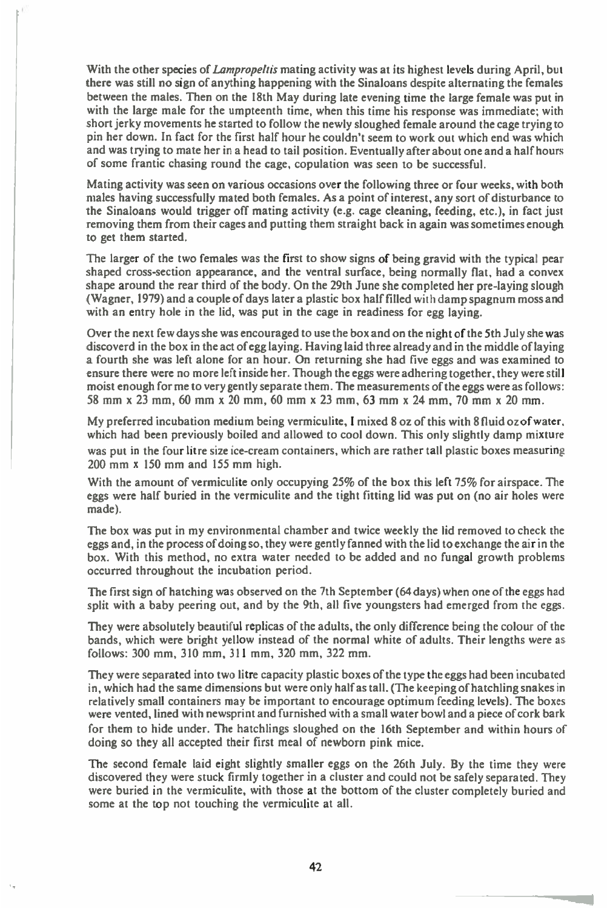With the other species of *Lampropeltis* mating activity was at its highest levels during April, but there was still no sign of anything happening with the Sinaloans despite alternating the females between the males. Then on the 18th May during late evening time the large female was put in with the large male for the umpteenth time, when this time his response was immediate; with short jerky movements he started to follow the newly sloughed female around the cage trying to pin her down. In fact for the first half hour he couldn't seem to work out which end was which and was trying to mate her in a head to tail position. Eventually after about one and a half hours of some frantic chasing round the cage, copulation was seen to be successful.

Mating activity was seen on various occasions over the following three or four weeks, with both males having successfully mated both females. As a point of interest, any sort of disturbance to the Sinaloans would trigger off mating activity (e.g. cage cleaning, feeding, etc.), in fact just removing them from their cages and putting them straight back in again was sometimes enough to get them started.

The larger of the two females was the first to show signs of being gravid with the typical pear shaped cross-section appearance, and the ventral surface, being normally flat, had a convex shape around the rear third of the body. On the 29th June she completed her pre-laying slough (Wagner, 1979) and a couple of days later a plastic box half filled with damp spagnum moss and with an entry hole in the lid, was put in the cage in readiness for egg laying.

Over the next few days she was encouraged to use the box and on the night of the 5th July she was discoverd in the box in the act of egg laying. Having laid three already and in the middle of laying a fourth she was left alone for an hour. On returning she had five eggs and was examined to ensure there were no more left inside her. Though the eggs were adhering together, they were still moist enough for me to very gently separate them. The measurements of the eggs were as follows: 58 mm x 23 mm, 60 mm x 20 mm, 60 mm x 23 mm, 63 mm x 24 mm, 70 mm x 20 mm.

My preferred incubation medium being vermiculite, I mixed 8 oz of this with 8 fluid oz of water, which had been previously boiled and allowed to cool down. This only slightly damp mixture was put in the four litre size ice-cream containers, which are rather tall plastic boxes measuring 200 mm x 150 mm and 155 mm high.

With the amount of vermiculite only occupying 25% of the box this left 75% for airspace. The eggs were half buried in the vermiculite and the tight fitting lid was put on (no air holes were made).

The box was put in my environmental chamber and twice weekly the lid removed to check the eggs and, in the process of doing so, they were gently fanned with the lid to exchange the air in the box. With this method, no extra water needed to be added and no fungal growth problems occurred throughout the incubation period.

The first sign of hatching was observed on the 7th September (64 days) when one of the eggs had split with a baby peering out, and by the 9th, all five youngsters had emerged from the eggs.

They were absolutely beautiful replicas of the adults, the only difference being the colour of the bands, which were bright yellow instead of the normal white of adults. Their lengths were as follows: 300 mm, 310 mm, 311 mm, 320 mm, 322 mm.

They were separated into two litre capacity plastic boxes of the type the eggs had been incubated in, which had the same dimensions but were only half as tall. (The keeping of hatchling snakes in relatively small containers may be important to encourage optimum feeding levels). The boxes were vented, lined with newsprint and furnished with a small water bowl and a piece of cork bark for them to hide under. The hatchlings sloughed on the 16th September and within hours of doing so they all accepted their first meal of newborn pink mice.

The second female laid eight slightly smaller eggs on the 26th July. By the time they were discovered they were stuck firmly together in a cluster and could not be safely separated. They were buried in the vermiculite, with those at the bottom of the cluster completely buried and some at the top not touching the vermiculite at all.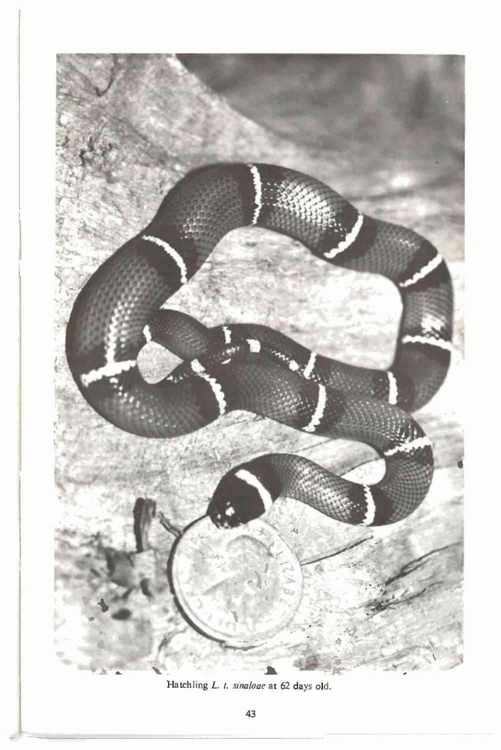Hatchling *L. t. sinaloae* at 62 days old.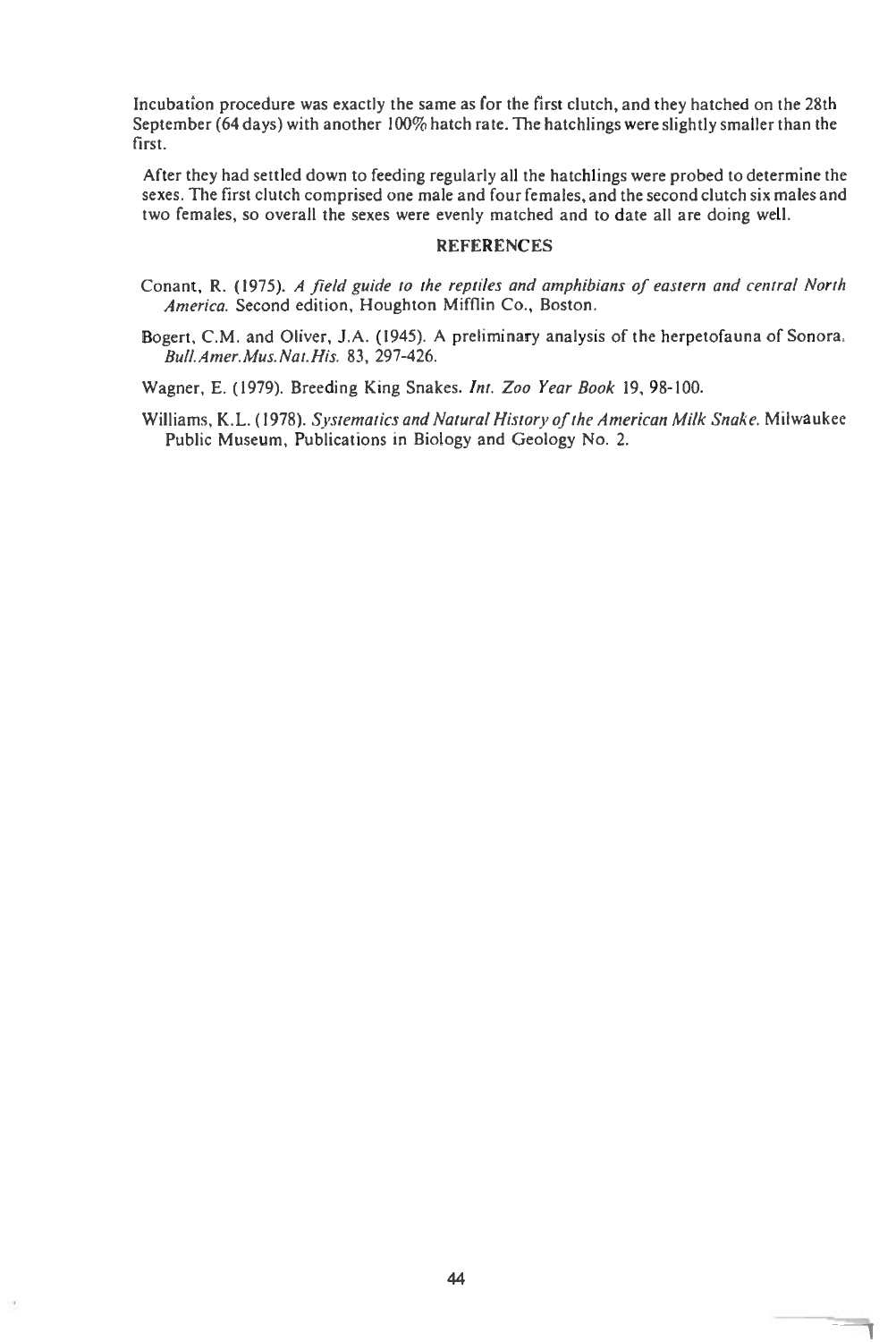Incubation procedure was exactly the same as for the first clutch, and they hatched on the 28th September (64 days) with another 100% hatch rate. The hatchlings were slightly smaller than the first.

After they had settled down to feeding regularly all the hatchlings were probed to determine the sexes. The first clutch comprised one male and four females, and the second clutch six males and two females, so overall the sexes were evenly matched and to date all are doing well.

## REFERENCES

Conant, R. (1975). *A field guide to the reptiles and amphibians of eastern and central North America.* Second edition, Houghton Mifflin Co., Boston.

Bogert, C.M. and Oliver, J.A. (1945). A preliminary analysis of the herpetofauna of Sonora. *Bull.Amer.Mus.Nat.His.* 83, 297-426.

Wagner, E. (1979). Breeding King Snakes. *Int. Zoo Year Book* 19, 98-100.

Williams, K.L. (1978). *Systematics and Natural History of the American Milk Snake.* Milwaukee Public Museum, Publications in Biology and Geology No. 2.